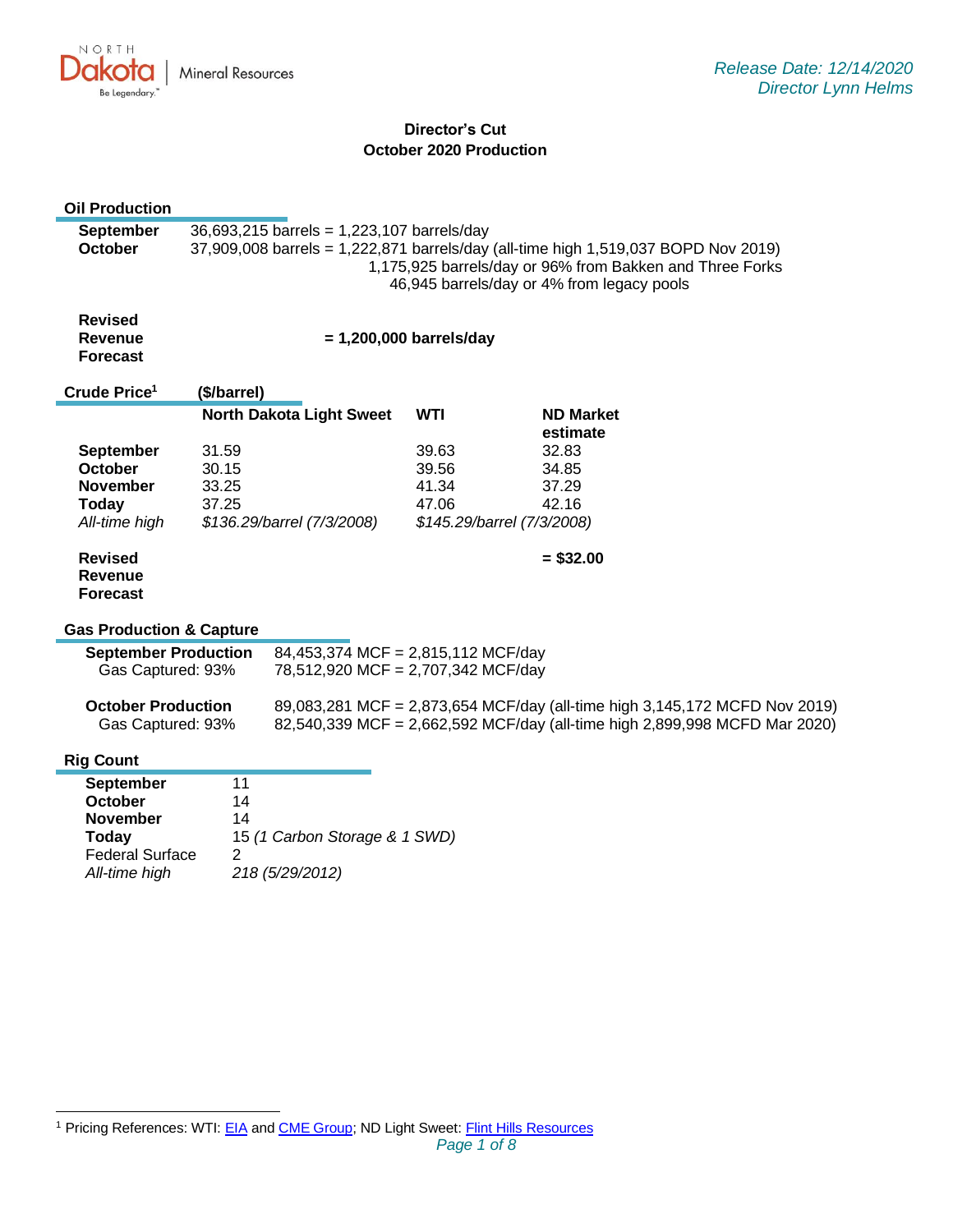Release Date: 12/14/2020
Director Lynn Helms

# Director's Cut
## October 2020 Production

### Oil Production

| | |
|---|---|
| **September** | 36,693,215 barrels = 1,223,107 barrels/day |
| **October** | 37,909,008 barrels = 1,222,871 barrels/day (all-time high 1,519,037 BOPD Nov 2019) |
| | 1,175,925 barrels/day or 96% from Bakken and Three Forks |
| | 46,945 barrels/day or 4% from legacy pools |

**Revised Revenue Forecast** **= 1,200,000 barrels/day**

### Crude Price[1] (\$/barrel)

| | North Dakota Light Sweet | WTI | ND Market estimate |
|---|---|---|---|
| **September** | 31.59 | 39.63 | 32.83 |
| **October** | 30.15 | 39.56 | 34.85 |
| **November** | 33.25 | 41.34 | 37.29 |
| **Today** | 37.25 | 47.06 | 42.16 |
| *All-time high* | *$136.29/barrel (7/3/2008)* | *$145.29/barrel (7/3/2008)* | |

**Revised Revenue Forecast** **= $32.00**

### Gas Production & Capture

| | |
|---|---|
| **September Production** | 84,453,374 MCF = 2,815,112 MCF/day |
| Gas Captured: 93% | 78,512,920 MCF = 2,707,342 MCF/day |
| **October Production** | 89,083,281 MCF = 2,873,654 MCF/day (all-time high 3,145,172 MCFD Nov 2019) |
| Gas Captured: 93% | 82,540,339 MCF = 2,662,592 MCF/day (all-time high 2,899,998 MCFD Mar 2020) |

### Rig Count

| | |
|---|---|
| **September** | 11 |
| **October** | 14 |
| **November** | 14 |
| **Today** | 15 *(1 Carbon Storage & 1 SWD)* |
| Federal Surface | 2 |
| *All-time high* | *218 (5/29/2012)* |

[1] Pricing References: WTI: EIA and CME Group; ND Light Sweet: Flint Hills Resources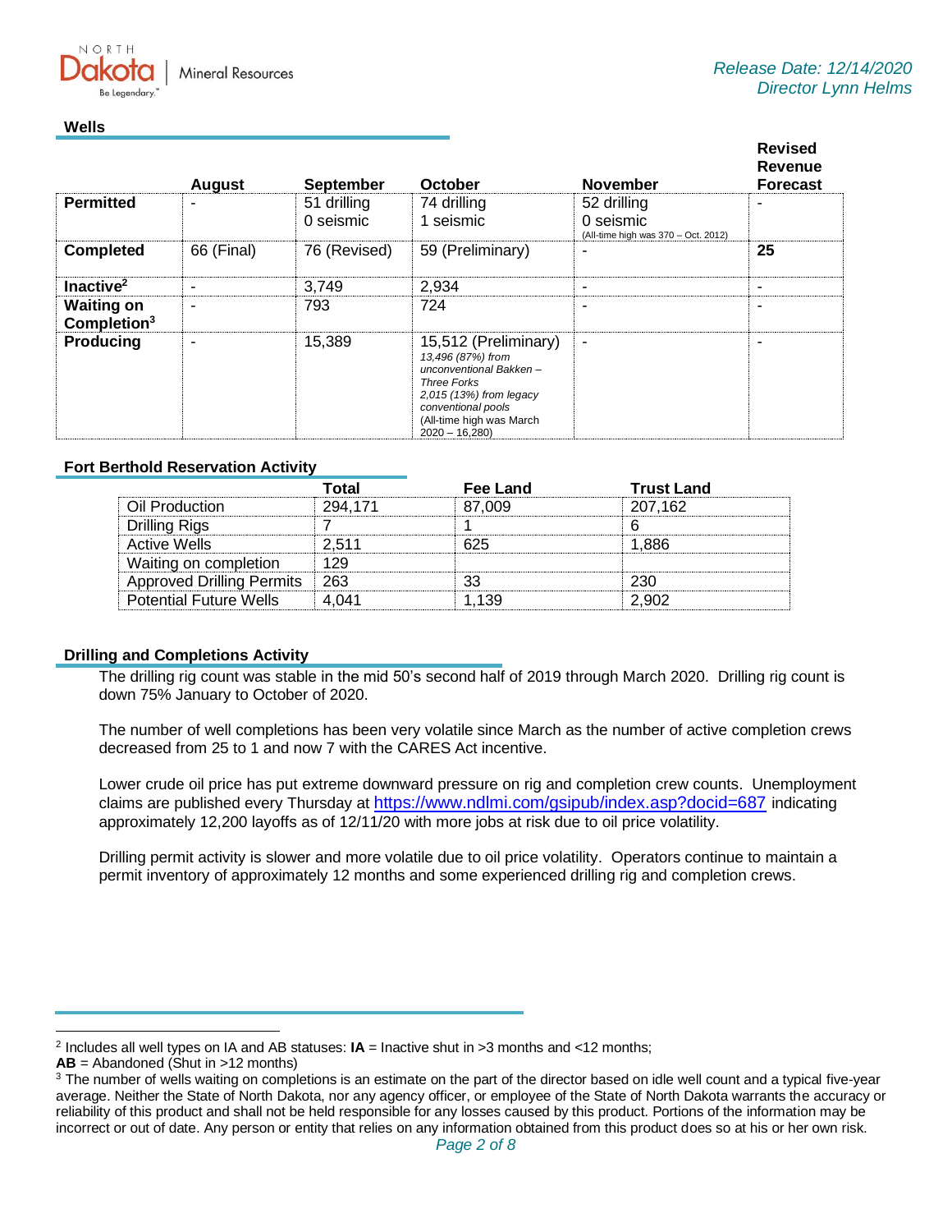Release Date: 12/14/2020
Director Lynn Helms

## Wells

| | August | September | October | November | Revised Revenue Forecast |
|---|---|---|---|---|---|
| **Permitted** | - | 51 drilling<br>0 seismic | 74 drilling<br>1 seismic | 52 drilling<br>0 seismic<br>(All-time high was 370 – Oct. 2012) | - |
| **Completed** | 66 (Final) | 76 (Revised) | 59 (Preliminary) | - | **25** |
| **Inactive**[2] | - | 3,749 | 2,934 | - | - |
| **Waiting on Completion**[3] | - | 793 | 724 | - | - |
| **Producing** | - | 15,389 | 15,512 (Preliminary)<br>*13,496 (87%) from unconventional Bakken – Three Forks*<br>*2,015 (13%) from legacy conventional pools*<br>(All-time high was March 2020 – 16,280) | - | - |

## Fort Berthold Reservation Activity

| | Total | Fee Land | Trust Land |
|---|---|---|---|
| Oil Production | 294,171 | 87,009 | 207,162 |
| Drilling Rigs | 7 | 1 | 6 |
| Active Wells | 2,511 | 625 | 1,886 |
| Waiting on completion | 129 | | |
| Approved Drilling Permits | 263 | 33 | 230 |
| Potential Future Wells | 4,041 | 1,139 | 2,902 |

## Drilling and Completions Activity

The drilling rig count was stable in the mid 50's second half of 2019 through March 2020. Drilling rig count is down 75% January to October of 2020.

The number of well completions has been very volatile since March as the number of active completion crews decreased from 25 to 1 and now 7 with the CARES Act incentive.

Lower crude oil price has put extreme downward pressure on rig and completion crew counts. Unemployment claims are published every Thursday at https://www.ndlmi.com/gsipub/index.asp?docid=687 indicating approximately 12,200 layoffs as of 12/11/20 with more jobs at risk due to oil price volatility.

Drilling permit activity is slower and more volatile due to oil price volatility. Operators continue to maintain a permit inventory of approximately 12 months and some experienced drilling rig and completion crews.

---

[2] Includes all well types on IA and AB statuses: **IA** = Inactive shut in >3 months and <12 months;
**AB** = Abandoned (Shut in >12 months)

[3] The number of wells waiting on completions is an estimate on the part of the director based on idle well count and a typical five-year average. Neither the State of North Dakota, nor any agency officer, or employee of the State of North Dakota warrants the accuracy or reliability of this product and shall not be held responsible for any losses caused by this product. Portions of the information may be incorrect or out of date. Any person or entity that relies on any information obtained from this product does so at his or her own risk.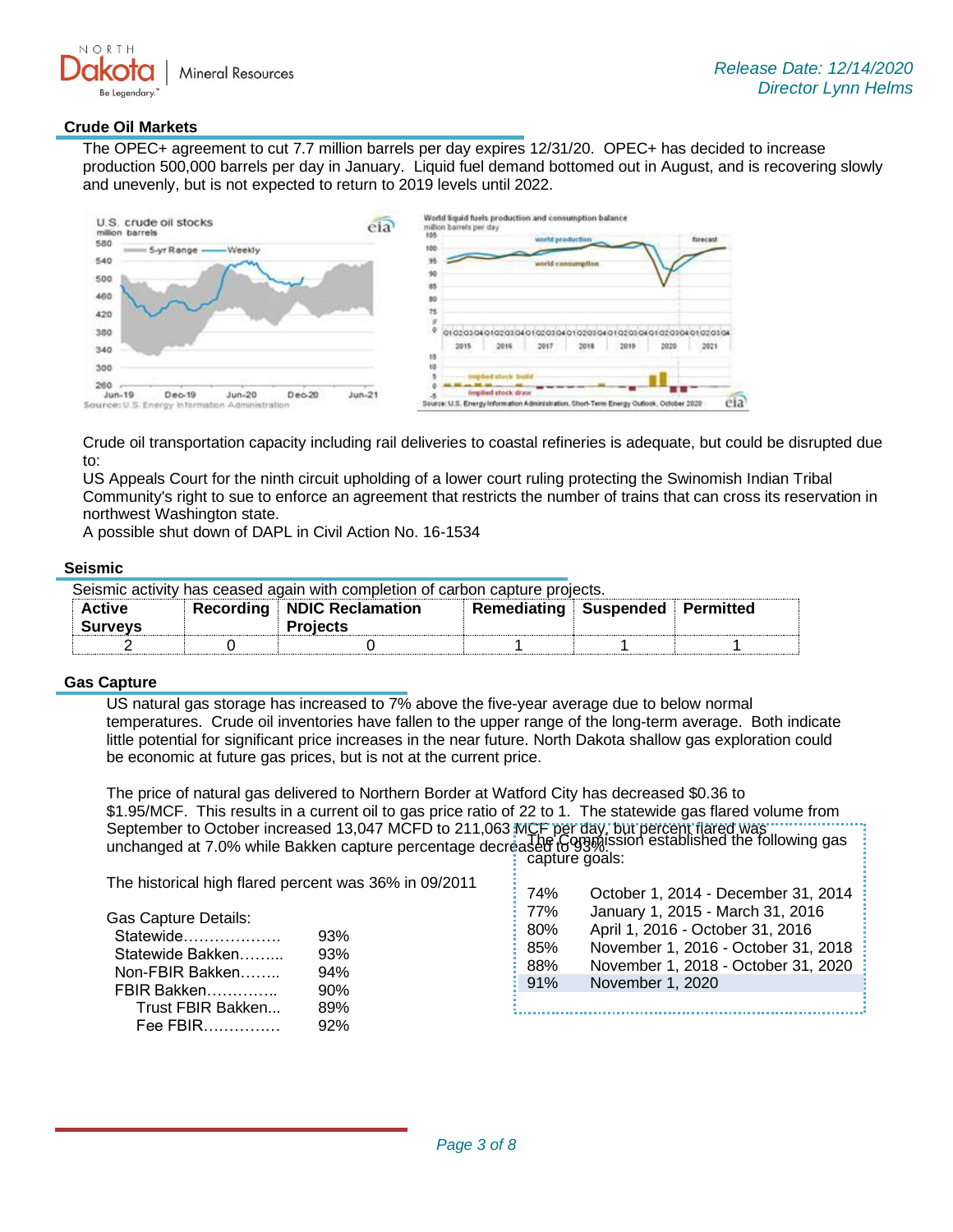## Crude Oil Markets

The OPEC+ agreement to cut 7.7 million barrels per day expires 12/31/20. OPEC+ has decided to increase production 500,000 barrels per day in January. Liquid fuel demand bottomed out in August, and is recovering slowly and unevenly, but is not expected to return to 2019 levels until 2022.

Crude oil transportation capacity including rail deliveries to coastal refineries is adequate, but could be disrupted due to:

US Appeals Court for the ninth circuit upholding of a lower court ruling protecting the Swinomish Indian Tribal Community's right to sue to enforce an agreement that restricts the number of trains that can cross its reservation in northwest Washington state.

A possible shut down of DAPL in Civil Action No. 16-1534

## Seismic

Seismic activity has ceased again with completion of carbon capture projects.

| Active Surveys | Recording | NDIC Reclamation Projects | Remediating | Suspended | Permitted |
|---|---|---|---|---|---|
| 2 | 0 | 0 | 1 | 1 | 1 |

## Gas Capture

US natural gas storage has increased to 7% above the five-year average due to below normal temperatures. Crude oil inventories have fallen to the upper range of the long-term average. Both indicate little potential for significant price increases in the near future. North Dakota shallow gas exploration could be economic at future gas prices, but is not at the current price.

The price of natural gas delivered to Northern Border at Watford City has decreased $0.36 to $1.95/MCF. This results in a current oil to gas price ratio of 22 to 1. The statewide gas flared volume from September to October increased 13,047 MCFD to 211,063 MCF per day, but percent flared was unchanged at 7.0% while Bakken capture percentage decreased to 93%.

The historical high flared percent was 36% in 09/2011

Gas Capture Details:

| | |
|---|---|
| Statewide | 93% |
| Statewide Bakken | 93% |
| Non-FBIR Bakken | 94% |
| FBIR Bakken | 90% |
| Trust FBIR Bakken | 89% |
| Fee FBIR | 92% |

The Commission established the following gas capture goals:

| | |
|---|---|
| 74% | October 1, 2014 - December 31, 2014 |
| 77% | January 1, 2015 - March 31, 2016 |
| 80% | April 1, 2016 - October 31, 2016 |
| 85% | November 1, 2016 - October 31, 2018 |
| 88% | November 1, 2018 - October 31, 2020 |
| 91% | November 1, 2020 |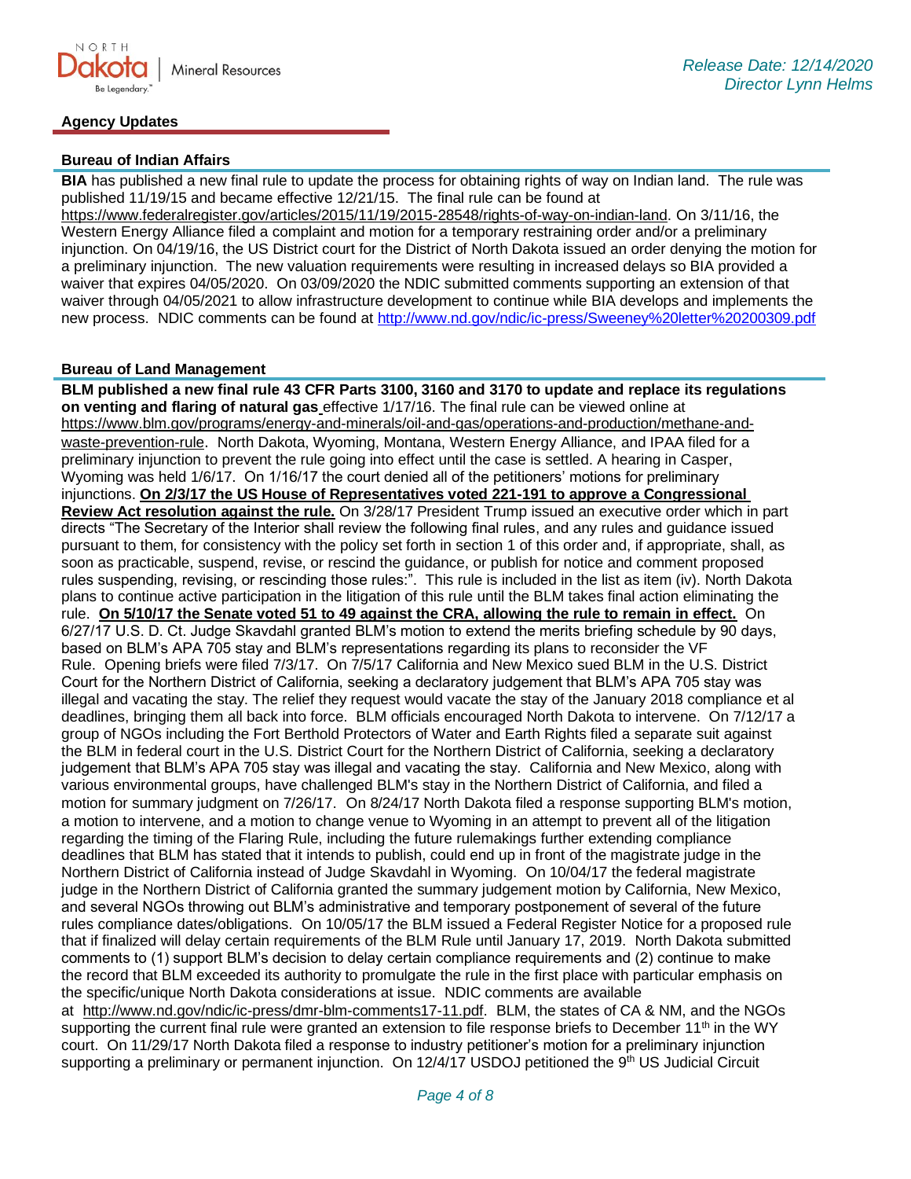## Agency Updates

### Bureau of Indian Affairs

**BIA** has published a new final rule to update the process for obtaining rights of way on Indian land. The rule was published 11/19/15 and became effective 12/21/15. The final rule can be found at https://www.federalregister.gov/articles/2015/11/19/2015-28548/rights-of-way-on-indian-land. On 3/11/16, the Western Energy Alliance filed a complaint and motion for a temporary restraining order and/or a preliminary injunction. On 04/19/16, the US District court for the District of North Dakota issued an order denying the motion for a preliminary injunction. The new valuation requirements were resulting in increased delays so BIA provided a waiver that expires 04/05/2020. On 03/09/2020 the NDIC submitted comments supporting an extension of that waiver through 04/05/2021 to allow infrastructure development to continue while BIA develops and implements the new process. NDIC comments can be found at http://www.nd.gov/ndic/ic-press/Sweeney%20letter%20200309.pdf

### Bureau of Land Management

**BLM published a new final rule 43 CFR Parts 3100, 3160 and 3170 to update and replace its regulations on venting and flaring of natural gas** effective 1/17/16. The final rule can be viewed online at https://www.blm.gov/programs/energy-and-minerals/oil-and-gas/operations-and-production/methane-and-waste-prevention-rule. North Dakota, Wyoming, Montana, Western Energy Alliance, and IPAA filed for a preliminary injunction to prevent the rule going into effect until the case is settled. A hearing in Casper, Wyoming was held 1/6/17. On 1/16/17 the court denied all of the petitioners' motions for preliminary injunctions. **On 2/3/17 the US House of Representatives voted 221-191 to approve a Congressional Review Act resolution against the rule.** On 3/28/17 President Trump issued an executive order which in part directs "The Secretary of the Interior shall review the following final rules, and any rules and guidance issued pursuant to them, for consistency with the policy set forth in section 1 of this order and, if appropriate, shall, as soon as practicable, suspend, revise, or rescind the guidance, or publish for notice and comment proposed rules suspending, revising, or rescinding those rules:". This rule is included in the list as item (iv). North Dakota plans to continue active participation in the litigation of this rule until the BLM takes final action eliminating the rule. **On 5/10/17 the Senate voted 51 to 49 against the CRA, allowing the rule to remain in effect.** On 6/27/17 U.S. D. Ct. Judge Skavdahl granted BLM's motion to extend the merits briefing schedule by 90 days, based on BLM's APA 705 stay and BLM's representations regarding its plans to reconsider the VF Rule. Opening briefs were filed 7/3/17. On 7/5/17 California and New Mexico sued BLM in the U.S. District Court for the Northern District of California, seeking a declaratory judgement that BLM's APA 705 stay was illegal and vacating the stay. The relief they request would vacate the stay of the January 2018 compliance et al deadlines, bringing them all back into force. BLM officials encouraged North Dakota to intervene. On 7/12/17 a group of NGOs including the Fort Berthold Protectors of Water and Earth Rights filed a separate suit against the BLM in federal court in the U.S. District Court for the Northern District of California, seeking a declaratory judgement that BLM's APA 705 stay was illegal and vacating the stay. California and New Mexico, along with various environmental groups, have challenged BLM's stay in the Northern District of California, and filed a motion for summary judgment on 7/26/17. On 8/24/17 North Dakota filed a response supporting BLM's motion, a motion to intervene, and a motion to change venue to Wyoming in an attempt to prevent all of the litigation regarding the timing of the Flaring Rule, including the future rulemakings further extending compliance deadlines that BLM has stated that it intends to publish, could end up in front of the magistrate judge in the Northern District of California instead of Judge Skavdahl in Wyoming. On 10/04/17 the federal magistrate judge in the Northern District of California granted the summary judgement motion by California, New Mexico, and several NGOs throwing out BLM's administrative and temporary postponement of several of the future rules compliance dates/obligations. On 10/05/17 the BLM issued a Federal Register Notice for a proposed rule that if finalized will delay certain requirements of the BLM Rule until January 17, 2019. North Dakota submitted comments to (1) support BLM's decision to delay certain compliance requirements and (2) continue to make the record that BLM exceeded its authority to promulgate the rule in the first place with particular emphasis on the specific/unique North Dakota considerations at issue. NDIC comments are available at http://www.nd.gov/ndic/ic-press/dmr-blm-comments17-11.pdf. BLM, the states of CA & NM, and the NGOs supporting the current final rule were granted an extension to file response briefs to December 11th in the WY court. On 11/29/17 North Dakota filed a response to industry petitioner's motion for a preliminary injunction supporting a preliminary or permanent injunction. On 12/4/17 USDOJ petitioned the 9th US Judicial Circuit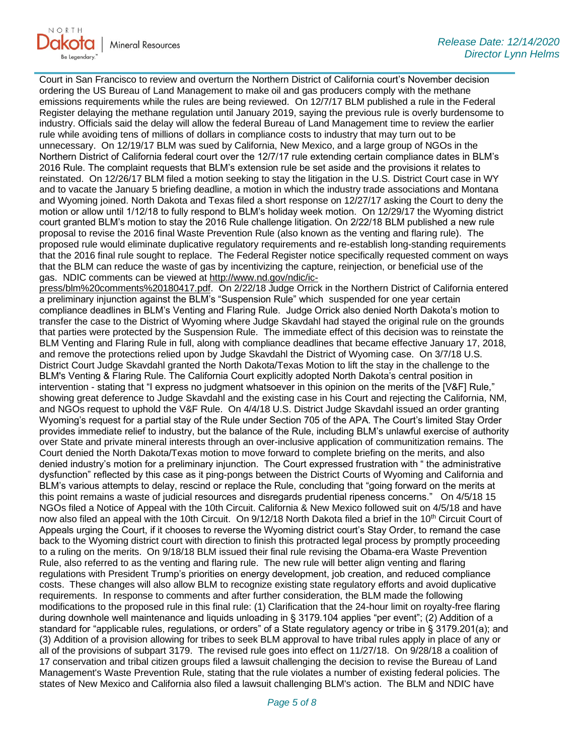Court in San Francisco to review and overturn the Northern District of California court's November decision ordering the US Bureau of Land Management to make oil and gas producers comply with the methane emissions requirements while the rules are being reviewed. On 12/7/17 BLM published a rule in the Federal Register delaying the methane regulation until January 2019, saying the previous rule is overly burdensome to industry. Officials said the delay will allow the federal Bureau of Land Management time to review the earlier rule while avoiding tens of millions of dollars in compliance costs to industry that may turn out to be unnecessary. On 12/19/17 BLM was sued by California, New Mexico, and a large group of NGOs in the Northern District of California federal court over the 12/7/17 rule extending certain compliance dates in BLM's 2016 Rule. The complaint requests that BLM's extension rule be set aside and the provisions it relates to reinstated. On 12/26/17 BLM filed a motion seeking to stay the litigation in the U.S. District Court case in WY and to vacate the January 5 briefing deadline, a motion in which the industry trade associations and Montana and Wyoming joined. North Dakota and Texas filed a short response on 12/27/17 asking the Court to deny the motion or allow until 1/12/18 to fully respond to BLM's holiday week motion. On 12/29/17 the Wyoming district court granted BLM's motion to stay the 2016 Rule challenge litigation. On 2/22/18 BLM published a new rule proposal to revise the 2016 final Waste Prevention Rule (also known as the venting and flaring rule). The proposed rule would eliminate duplicative regulatory requirements and re-establish long-standing requirements that the 2016 final rule sought to replace. The Federal Register notice specifically requested comment on ways that the BLM can reduce the waste of gas by incentivizing the capture, reinjection, or beneficial use of the gas. NDIC comments can be viewed at http://www.nd.gov/ndic/ic-press/blm%20comments%20180417.pdf. On 2/22/18 Judge Orrick in the Northern District of California entered a preliminary injunction against the BLM's "Suspension Rule" which suspended for one year certain compliance deadlines in BLM's Venting and Flaring Rule. Judge Orrick also denied North Dakota's motion to transfer the case to the District of Wyoming where Judge Skavdahl had stayed the original rule on the grounds that parties were protected by the Suspension Rule. The immediate effect of this decision was to reinstate the BLM Venting and Flaring Rule in full, along with compliance deadlines that became effective January 17, 2018, and remove the protections relied upon by Judge Skavdahl the District of Wyoming case. On 3/7/18 U.S. District Court Judge Skavdahl granted the North Dakota/Texas Motion to lift the stay in the challenge to the BLM's Venting & Flaring Rule. The California Court explicitly adopted North Dakota's central position in intervention - stating that "I express no judgment whatsoever in this opinion on the merits of the [V&F] Rule," showing great deference to Judge Skavdahl and the existing case in his Court and rejecting the California, NM, and NGOs request to uphold the V&F Rule. On 4/4/18 U.S. District Judge Skavdahl issued an order granting Wyoming's request for a partial stay of the Rule under Section 705 of the APA. The Court's limited Stay Order provides immediate relief to industry, but the balance of the Rule, including BLM's unlawful exercise of authority over State and private mineral interests through an over-inclusive application of communitization remains. The Court denied the North Dakota/Texas motion to move forward to complete briefing on the merits, and also denied industry's motion for a preliminary injunction. The Court expressed frustration with " the administrative dysfunction" reflected by this case as it ping-pongs between the District Courts of Wyoming and California and BLM's various attempts to delay, rescind or replace the Rule, concluding that "going forward on the merits at this point remains a waste of judicial resources and disregards prudential ripeness concerns." On 4/5/18 15 NGOs filed a Notice of Appeal with the 10th Circuit. California & New Mexico followed suit on 4/5/18 and have now also filed an appeal with the 10th Circuit. On 9/12/18 North Dakota filed a brief in the 10th Circuit Court of Appeals urging the Court, if it chooses to reverse the Wyoming district court's Stay Order, to remand the case back to the Wyoming district court with direction to finish this protracted legal process by promptly proceeding to a ruling on the merits. On 9/18/18 BLM issued their final rule revising the Obama-era Waste Prevention Rule, also referred to as the venting and flaring rule. The new rule will better align venting and flaring regulations with President Trump's priorities on energy development, job creation, and reduced compliance costs. These changes will also allow BLM to recognize existing state regulatory efforts and avoid duplicative requirements. In response to comments and after further consideration, the BLM made the following modifications to the proposed rule in this final rule: (1) Clarification that the 24-hour limit on royalty-free flaring during downhole well maintenance and liquids unloading in § 3179.104 applies "per event"; (2) Addition of a standard for "applicable rules, regulations, or orders" of a State regulatory agency or tribe in § 3179.201(a); and (3) Addition of a provision allowing for tribes to seek BLM approval to have tribal rules apply in place of any or all of the provisions of subpart 3179. The revised rule goes into effect on 11/27/18. On 9/28/18 a coalition of 17 conservation and tribal citizen groups filed a lawsuit challenging the decision to revise the Bureau of Land Management's Waste Prevention Rule, stating that the rule violates a number of existing federal policies. The states of New Mexico and California also filed a lawsuit challenging BLM's action. The BLM and NDIC have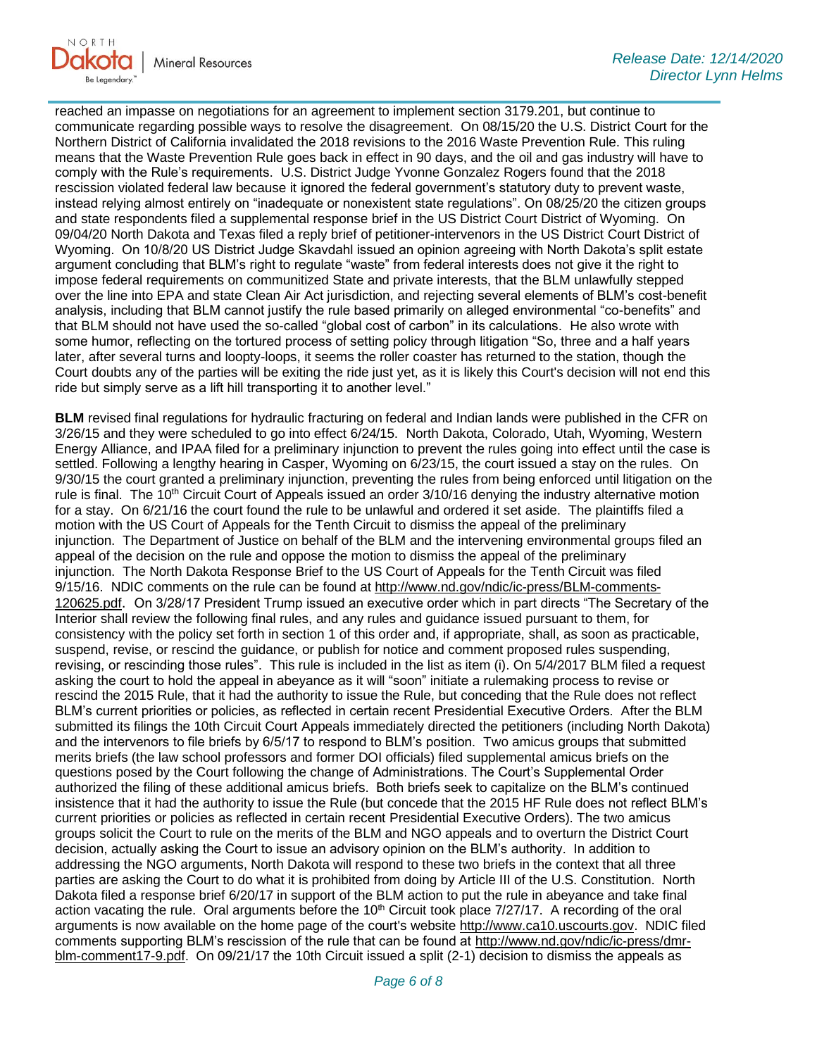reached an impasse on negotiations for an agreement to implement section 3179.201, but continue to communicate regarding possible ways to resolve the disagreement. On 08/15/20 the U.S. District Court for the Northern District of California invalidated the 2018 revisions to the 2016 Waste Prevention Rule. This ruling means that the Waste Prevention Rule goes back in effect in 90 days, and the oil and gas industry will have to comply with the Rule's requirements. U.S. District Judge Yvonne Gonzalez Rogers found that the 2018 rescission violated federal law because it ignored the federal government's statutory duty to prevent waste, instead relying almost entirely on "inadequate or nonexistent state regulations". On 08/25/20 the citizen groups and state respondents filed a supplemental response brief in the US District Court District of Wyoming. On 09/04/20 North Dakota and Texas filed a reply brief of petitioner-intervenors in the US District Court District of Wyoming. On 10/8/20 US District Judge Skavdahl issued an opinion agreeing with North Dakota's split estate argument concluding that BLM's right to regulate "waste" from federal interests does not give it the right to impose federal requirements on communitized State and private interests, that the BLM unlawfully stepped over the line into EPA and state Clean Air Act jurisdiction, and rejecting several elements of BLM's cost-benefit analysis, including that BLM cannot justify the rule based primarily on alleged environmental "co-benefits" and that BLM should not have used the so-called "global cost of carbon" in its calculations. He also wrote with some humor, reflecting on the tortured process of setting policy through litigation "So, three and a half years later, after several turns and loopty-loops, it seems the roller coaster has returned to the station, though the Court doubts any of the parties will be exiting the ride just yet, as it is likely this Court's decision will not end this ride but simply serve as a lift hill transporting it to another level."

**BLM** revised final regulations for hydraulic fracturing on federal and Indian lands were published in the CFR on 3/26/15 and they were scheduled to go into effect 6/24/15. North Dakota, Colorado, Utah, Wyoming, Western Energy Alliance, and IPAA filed for a preliminary injunction to prevent the rules going into effect until the case is settled. Following a lengthy hearing in Casper, Wyoming on 6/23/15, the court issued a stay on the rules. On 9/30/15 the court granted a preliminary injunction, preventing the rules from being enforced until litigation on the rule is final. The 10th Circuit Court of Appeals issued an order 3/10/16 denying the industry alternative motion for a stay. On 6/21/16 the court found the rule to be unlawful and ordered it set aside. The plaintiffs filed a motion with the US Court of Appeals for the Tenth Circuit to dismiss the appeal of the preliminary injunction. The Department of Justice on behalf of the BLM and the intervening environmental groups filed an appeal of the decision on the rule and oppose the motion to dismiss the appeal of the preliminary injunction. The North Dakota Response Brief to the US Court of Appeals for the Tenth Circuit was filed 9/15/16. NDIC comments on the rule can be found at http://www.nd.gov/ndic/ic-press/BLM-comments-120625.pdf. On 3/28/17 President Trump issued an executive order which in part directs "The Secretary of the Interior shall review the following final rules, and any rules and guidance issued pursuant to them, for consistency with the policy set forth in section 1 of this order and, if appropriate, shall, as soon as practicable, suspend, revise, or rescind the guidance, or publish for notice and comment proposed rules suspending, revising, or rescinding those rules". This rule is included in the list as item (i). On 5/4/2017 BLM filed a request asking the court to hold the appeal in abeyance as it will "soon" initiate a rulemaking process to revise or rescind the 2015 Rule, that it had the authority to issue the Rule, but conceding that the Rule does not reflect BLM's current priorities or policies, as reflected in certain recent Presidential Executive Orders. After the BLM submitted its filings the 10th Circuit Court Appeals immediately directed the petitioners (including North Dakota) and the intervenors to file briefs by 6/5/17 to respond to BLM's position. Two amicus groups that submitted merits briefs (the law school professors and former DOI officials) filed supplemental amicus briefs on the questions posed by the Court following the change of Administrations. The Court's Supplemental Order authorized the filing of these additional amicus briefs. Both briefs seek to capitalize on the BLM's continued insistence that it had the authority to issue the Rule (but concede that the 2015 HF Rule does not reflect BLM's current priorities or policies as reflected in certain recent Presidential Executive Orders). The two amicus groups solicit the Court to rule on the merits of the BLM and NGO appeals and to overturn the District Court decision, actually asking the Court to issue an advisory opinion on the BLM's authority. In addition to addressing the NGO arguments, North Dakota will respond to these two briefs in the context that all three parties are asking the Court to do what it is prohibited from doing by Article III of the U.S. Constitution. North Dakota filed a response brief 6/20/17 in support of the BLM action to put the rule in abeyance and take final action vacating the rule. Oral arguments before the 10th Circuit took place 7/27/17. A recording of the oral arguments is now available on the home page of the court's website http://www.ca10.uscourts.gov. NDIC filed comments supporting BLM's rescission of the rule that can be found at http://www.nd.gov/ndic/ic-press/dmr-blm-comment17-9.pdf. On 09/21/17 the 10th Circuit issued a split (2-1) decision to dismiss the appeals as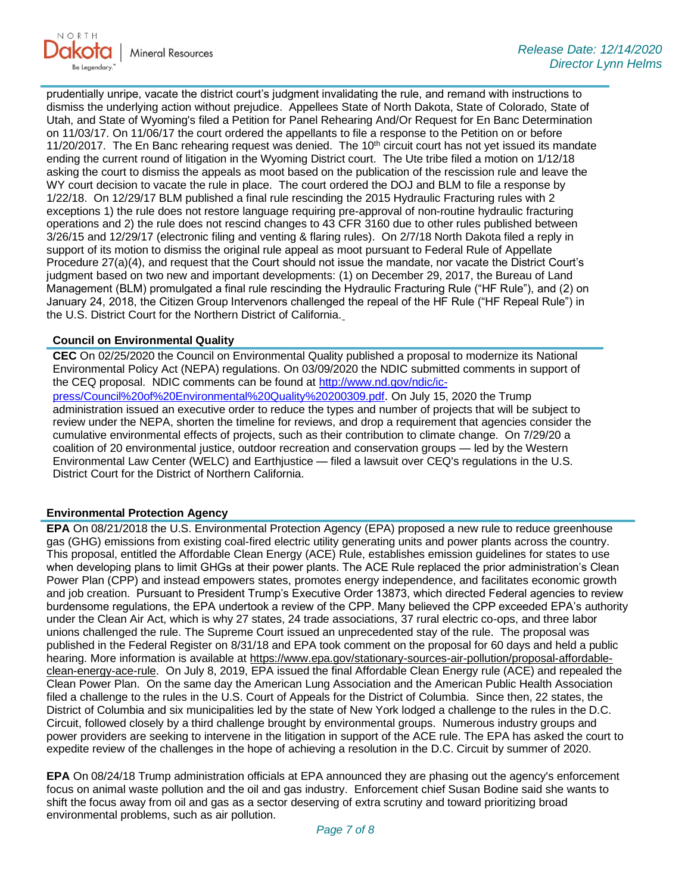prudentially unripe, vacate the district court's judgment invalidating the rule, and remand with instructions to dismiss the underlying action without prejudice. Appellees State of North Dakota, State of Colorado, State of Utah, and State of Wyoming's filed a Petition for Panel Rehearing And/Or Request for En Banc Determination on 11/03/17. On 11/06/17 the court ordered the appellants to file a response to the Petition on or before 11/20/2017. The En Banc rehearing request was denied. The 10th circuit court has not yet issued its mandate ending the current round of litigation in the Wyoming District court. The Ute tribe filed a motion on 1/12/18 asking the court to dismiss the appeals as moot based on the publication of the rescission rule and leave the WY court decision to vacate the rule in place. The court ordered the DOJ and BLM to file a response by 1/22/18. On 12/29/17 BLM published a final rule rescinding the 2015 Hydraulic Fracturing rules with 2 exceptions 1) the rule does not restore language requiring pre-approval of non-routine hydraulic fracturing operations and 2) the rule does not rescind changes to 43 CFR 3160 due to other rules published between 3/26/15 and 12/29/17 (electronic filing and venting & flaring rules). On 2/7/18 North Dakota filed a reply in support of its motion to dismiss the original rule appeal as moot pursuant to Federal Rule of Appellate Procedure 27(a)(4), and request that the Court should not issue the mandate, nor vacate the District Court's judgment based on two new and important developments: (1) on December 29, 2017, the Bureau of Land Management (BLM) promulgated a final rule rescinding the Hydraulic Fracturing Rule ("HF Rule"), and (2) on January 24, 2018, the Citizen Group Intervenors challenged the repeal of the HF Rule ("HF Repeal Rule") in the U.S. District Court for the Northern District of California.

**Council on Environmental Quality**

**CEC** On 02/25/2020 the Council on Environmental Quality published a proposal to modernize its National Environmental Policy Act (NEPA) regulations. On 03/09/2020 the NDIC submitted comments in support of the CEQ proposal. NDIC comments can be found at http://www.nd.gov/ndic/ic-press/Council%20of%20Environmental%20Quality%20200309.pdf. On July 15, 2020 the Trump administration issued an executive order to reduce the types and number of projects that will be subject to review under the NEPA, shorten the timeline for reviews, and drop a requirement that agencies consider the cumulative environmental effects of projects, such as their contribution to climate change. On 7/29/20 a coalition of 20 environmental justice, outdoor recreation and conservation groups — led by the Western Environmental Law Center (WELC) and Earthjustice — filed a lawsuit over CEQ's regulations in the U.S. District Court for the District of Northern California.

**Environmental Protection Agency**

**EPA** On 08/21/2018 the U.S. Environmental Protection Agency (EPA) proposed a new rule to reduce greenhouse gas (GHG) emissions from existing coal-fired electric utility generating units and power plants across the country. This proposal, entitled the Affordable Clean Energy (ACE) Rule, establishes emission guidelines for states to use when developing plans to limit GHGs at their power plants. The ACE Rule replaced the prior administration's Clean Power Plan (CPP) and instead empowers states, promotes energy independence, and facilitates economic growth and job creation. Pursuant to President Trump's Executive Order 13873, which directed Federal agencies to review burdensome regulations, the EPA undertook a review of the CPP. Many believed the CPP exceeded EPA's authority under the Clean Air Act, which is why 27 states, 24 trade associations, 37 rural electric co-ops, and three labor unions challenged the rule. The Supreme Court issued an unprecedented stay of the rule. The proposal was published in the Federal Register on 8/31/18 and EPA took comment on the proposal for 60 days and held a public hearing. More information is available at https://www.epa.gov/stationary-sources-air-pollution/proposal-affordable-clean-energy-ace-rule. On July 8, 2019, EPA issued the final Affordable Clean Energy rule (ACE) and repealed the Clean Power Plan. On the same day the American Lung Association and the American Public Health Association filed a challenge to the rules in the U.S. Court of Appeals for the District of Columbia. Since then, 22 states, the District of Columbia and six municipalities led by the state of New York lodged a challenge to the rules in the D.C. Circuit, followed closely by a third challenge brought by environmental groups. Numerous industry groups and power providers are seeking to intervene in the litigation in support of the ACE rule. The EPA has asked the court to expedite review of the challenges in the hope of achieving a resolution in the D.C. Circuit by summer of 2020.

**EPA** On 08/24/18 Trump administration officials at EPA announced they are phasing out the agency's enforcement focus on animal waste pollution and the oil and gas industry. Enforcement chief Susan Bodine said she wants to shift the focus away from oil and gas as a sector deserving of extra scrutiny and toward prioritizing broad environmental problems, such as air pollution.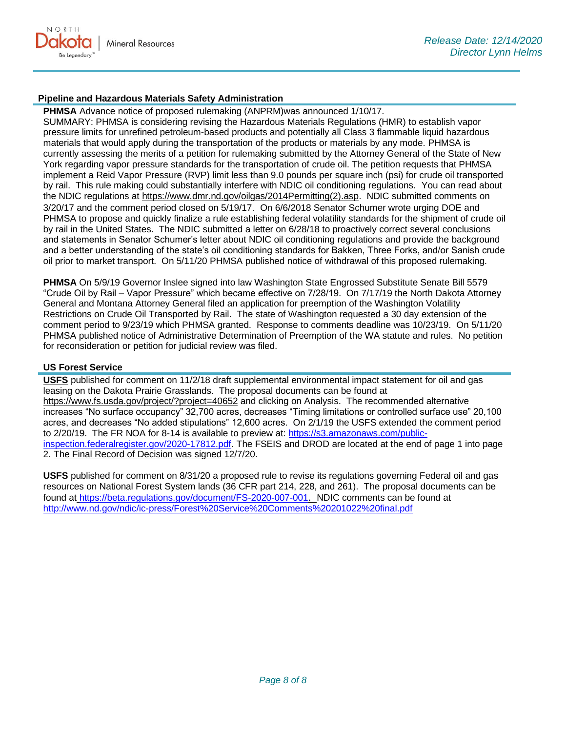## Pipeline and Hazardous Materials Safety Administration

**PHMSA** Advance notice of proposed rulemaking (ANPRM)was announced 1/10/17.
SUMMARY: PHMSA is considering revising the Hazardous Materials Regulations (HMR) to establish vapor pressure limits for unrefined petroleum-based products and potentially all Class 3 flammable liquid hazardous materials that would apply during the transportation of the products or materials by any mode. PHMSA is currently assessing the merits of a petition for rulemaking submitted by the Attorney General of the State of New York regarding vapor pressure standards for the transportation of crude oil. The petition requests that PHMSA implement a Reid Vapor Pressure (RVP) limit less than 9.0 pounds per square inch (psi) for crude oil transported by rail. This rule making could substantially interfere with NDIC oil conditioning regulations. You can read about the NDIC regulations at https://www.dmr.nd.gov/oilgas/2014Permitting(2).asp. NDIC submitted comments on 3/20/17 and the comment period closed on 5/19/17. On 6/6/2018 Senator Schumer wrote urging DOE and PHMSA to propose and quickly finalize a rule establishing federal volatility standards for the shipment of crude oil by rail in the United States. The NDIC submitted a letter on 6/28/18 to proactively correct several conclusions and statements in Senator Schumer's letter about NDIC oil conditioning regulations and provide the background and a better understanding of the state's oil conditioning standards for Bakken, Three Forks, and/or Sanish crude oil prior to market transport. On 5/11/20 PHMSA published notice of withdrawal of this proposed rulemaking.

**PHMSA** On 5/9/19 Governor Inslee signed into law Washington State Engrossed Substitute Senate Bill 5579 "Crude Oil by Rail – Vapor Pressure" which became effective on 7/28/19. On 7/17/19 the North Dakota Attorney General and Montana Attorney General filed an application for preemption of the Washington Volatility Restrictions on Crude Oil Transported by Rail. The state of Washington requested a 30 day extension of the comment period to 9/23/19 which PHMSA granted. Response to comments deadline was 10/23/19. On 5/11/20 PHMSA published notice of Administrative Determination of Preemption of the WA statute and rules. No petition for reconsideration or petition for judicial review was filed.

## US Forest Service

**USFS** published for comment on 11/2/18 draft supplemental environmental impact statement for oil and gas leasing on the Dakota Prairie Grasslands. The proposal documents can be found at https://www.fs.usda.gov/project/?project=40652 and clicking on Analysis. The recommended alternative increases "No surface occupancy" 32,700 acres, decreases "Timing limitations or controlled surface use" 20,100 acres, and decreases "No added stipulations" 12,600 acres. On 2/1/19 the USFS extended the comment period to 2/20/19. The FR NOA for 8-14 is available to preview at: https://s3.amazonaws.com/public-inspection.federalregister.gov/2020-17812.pdf. The FSEIS and DROD are located at the end of page 1 into page 2. The Final Record of Decision was signed 12/7/20.

**USFS** published for comment on 8/31/20 a proposed rule to revise its regulations governing Federal oil and gas resources on National Forest System lands (36 CFR part 214, 228, and 261). The proposal documents can be found at https://beta.regulations.gov/document/FS-2020-007-001. NDIC comments can be found at http://www.nd.gov/ndic/ic-press/Forest%20Service%20Comments%20201022%20final.pdf